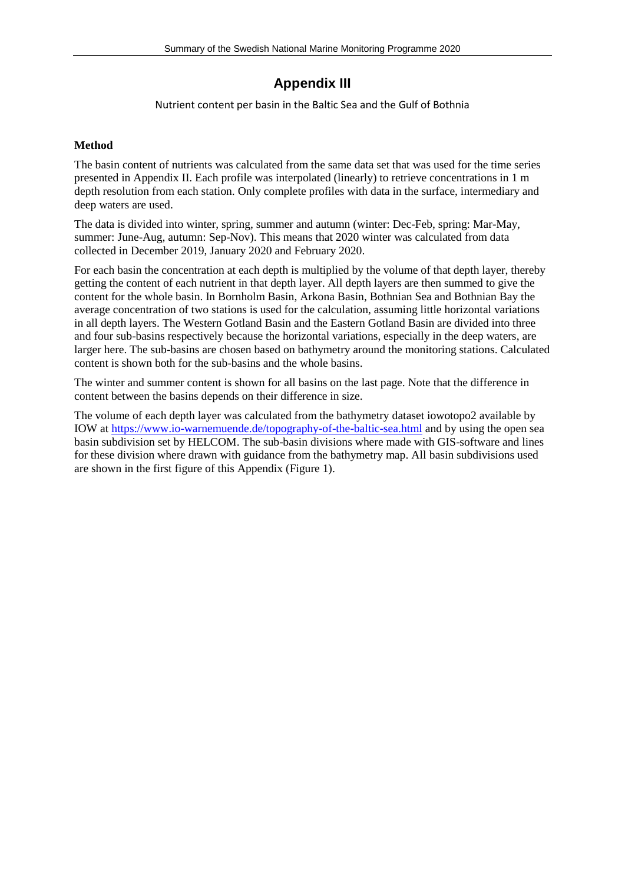# Appendix III

Nutrient content per basin in the Baltic Sea and the Gulf of Bothnia

### Method

The basin content of nutrients was calculated from the same data set that was used for the time series presented in Appendix II. Each profile was interpolated (linearly) to retrieve concentrations in 1 m depth resolution from each station. Only complete profiles with data in the surface, intermediary and deep waters are used.

The data is divided into winter, spring, summer and autumn (winter: Dec-Feb, spring: Mar-May, summer: June-Aug, autumn: Sep-Nov). This means that 2020 winter was calculated from data collected in December 2019, January 2020 and February 2020.

For each basin the concentration at each depth is multiplied by the volume of that depth layer, thereby getting the content of each nutrient in that depth layer. All depth layers are then summed to give the content for the whole basin. In Bornholm Basin, Arkona Basin, Bothnian Sea and Bothnian Bay the average concentration of two stations is used for the calculation, assuming little horizontal variations in all depth layers. The Western Gotland Basin and the Eastern Gotland Basin are divided into three and four sub-basins respectively because the horizontal variations, especially in the deep waters, are larger here. The sub-basins are chosen based on bathymetry around the monitoring stations. Calculated content is shown both for the sub-basins and the whole basins.

The winter and summer content is shown for all basins on the last page. Note that the difference in content between the basins depends on their difference in size.

The volume of each depth layer was calculated from the bathymetry dataset iowotopo2 available by IOW at https://www.io-warnemuende.de/topography-of-the-baltic-sea.html and by using the open sea basin subdivision set by HELCOM. The sub-basin divisions where made with GIS-software and lines for these division where drawn with guidance from the bathymetry map. All basin subdivisions used are shown in the first figure of this Appendix (Figure 1).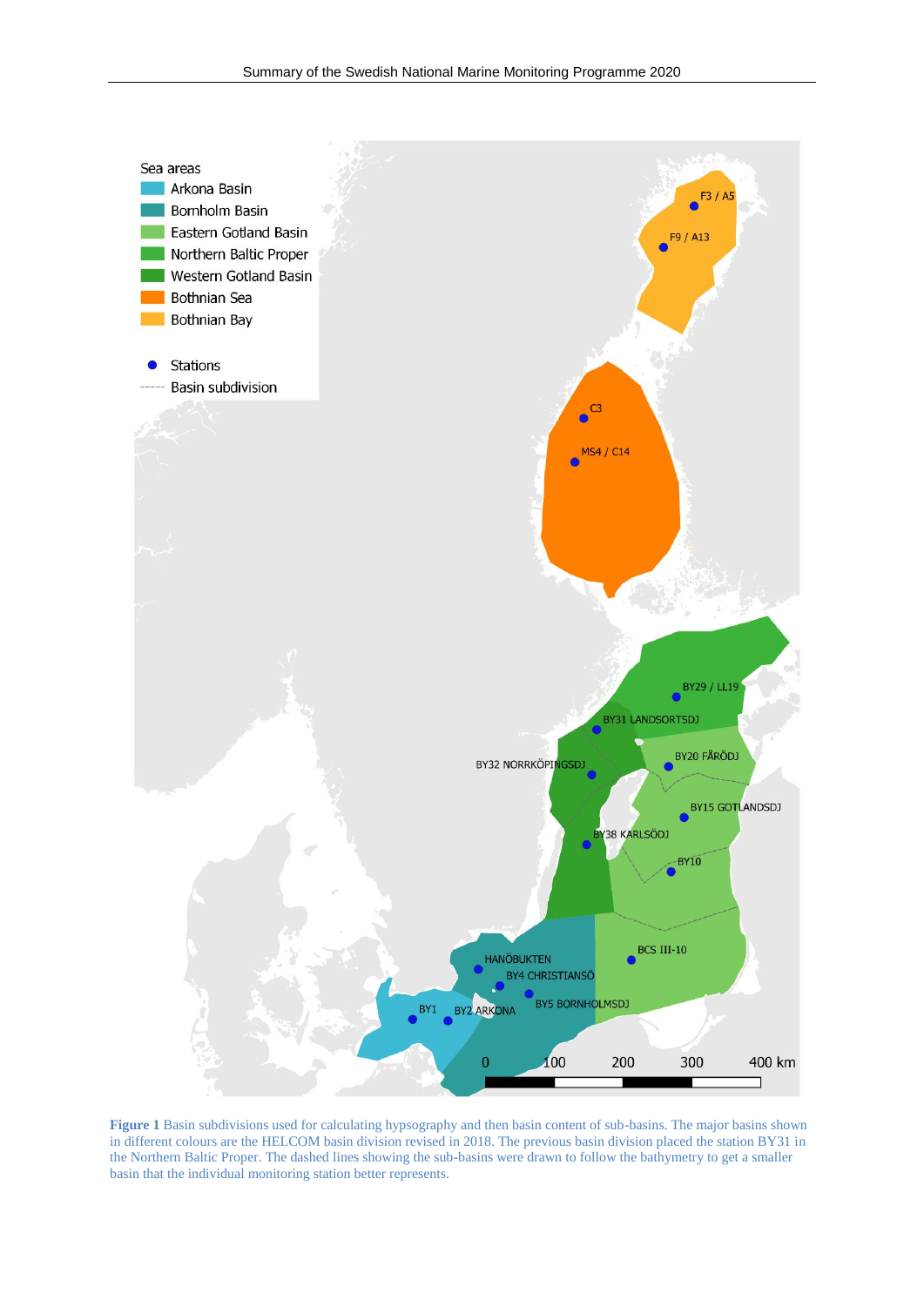Figure 1 Basin subdivisions used for calculating hypsography and then basin content of sub-basins. The major basins shown in different colours are the HELCOM basin division revised in 2018. The previous basin division placed the station BY31 in the Northern Baltic Proper. The dashed lines showing the sub-basins were drawn to follow the bathymetry to get a smaller basin that the individual monitoring station better represents.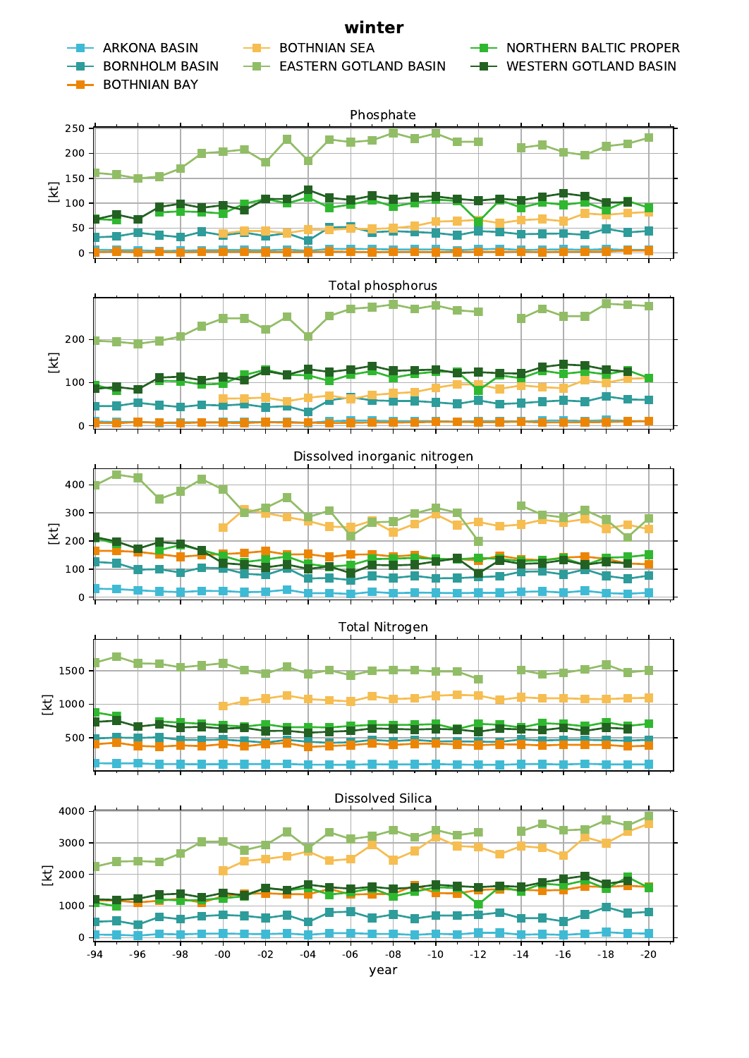**winter**

ARKONA BASIN, BORNHOLM BASIN, BOTHNIAN BAY, BOTHNIAN SEA, EASTERN GOTLAND BASIN, NORTHERN BALTIC PROPER, WESTERN GOTLAND BASIN

Phosphate

Total phosphorus

Dissolved inorganic nitrogen

Total Nitrogen

Dissolved Silica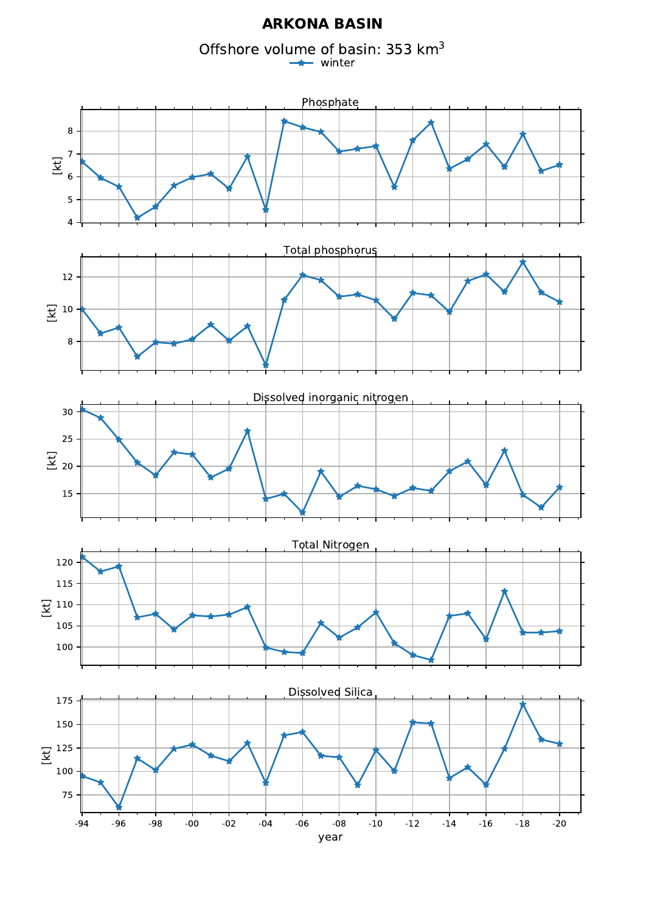# ARKONA BASIN

Offshore volume of basin: 353 $km^3$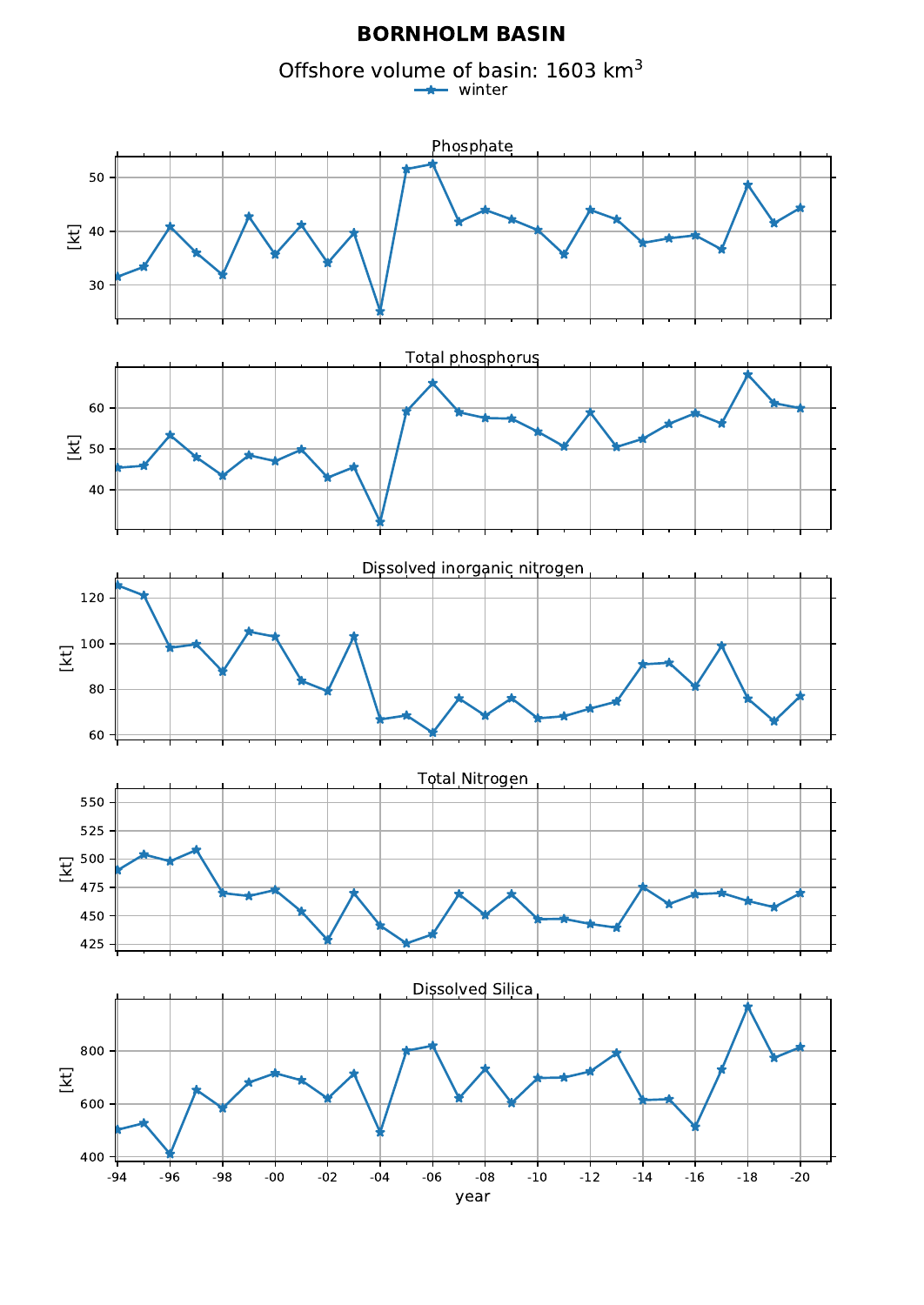# BORNHOLM BASIN

Offshore volume of basin: 1603 $km^3$

winter

Phosphate

Total phosphorus

Dissolved inorganic nitrogen

Total Nitrogen

Dissolved Silica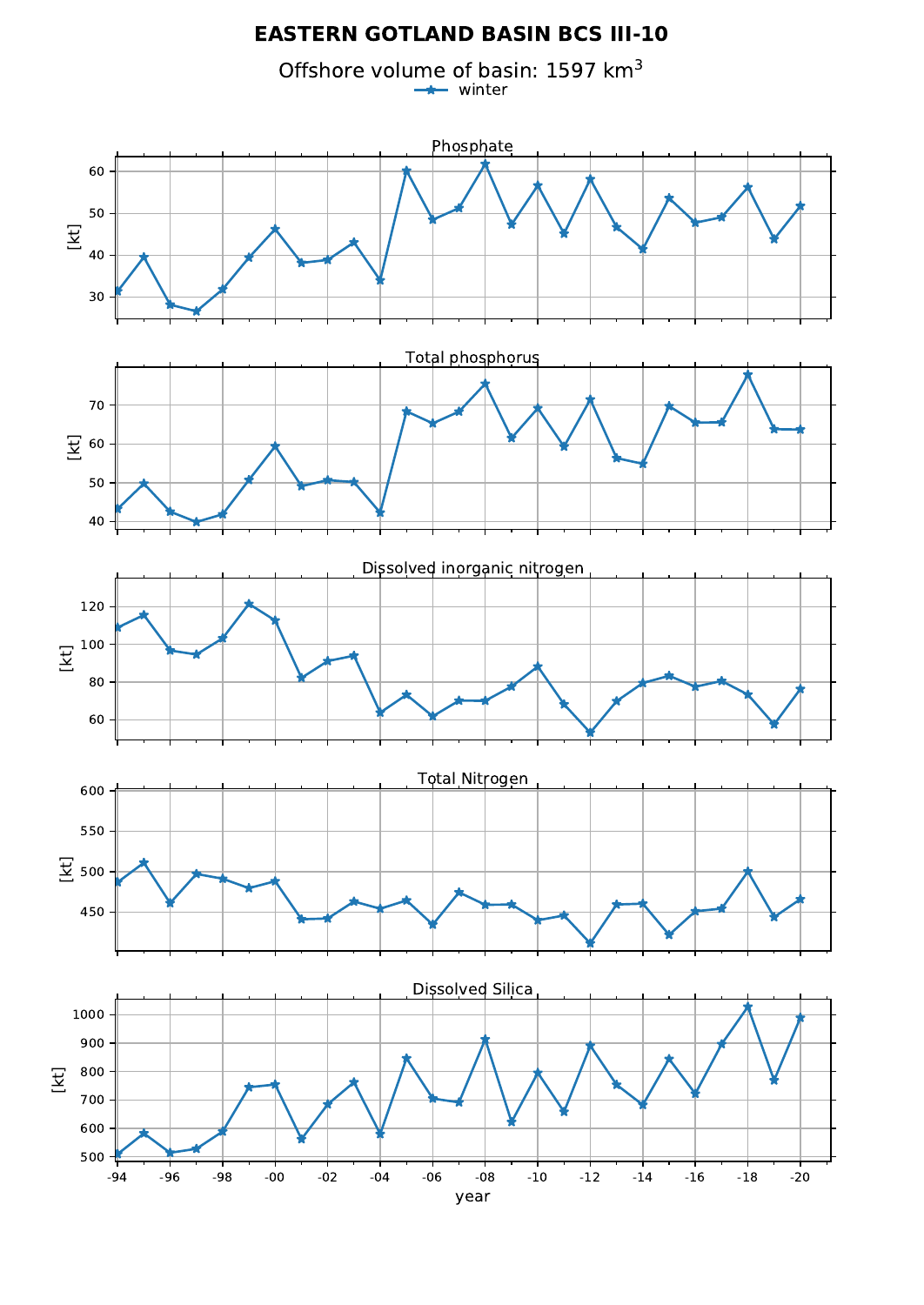# EASTERN GOTLAND BASIN BCS III-10

Offshore volume of basin: 1597 $km^3$

winter

Phosphate

Total phosphorus

Dissolved inorganic nitrogen

Total Nitrogen

Dissolved Silica

[kt]

year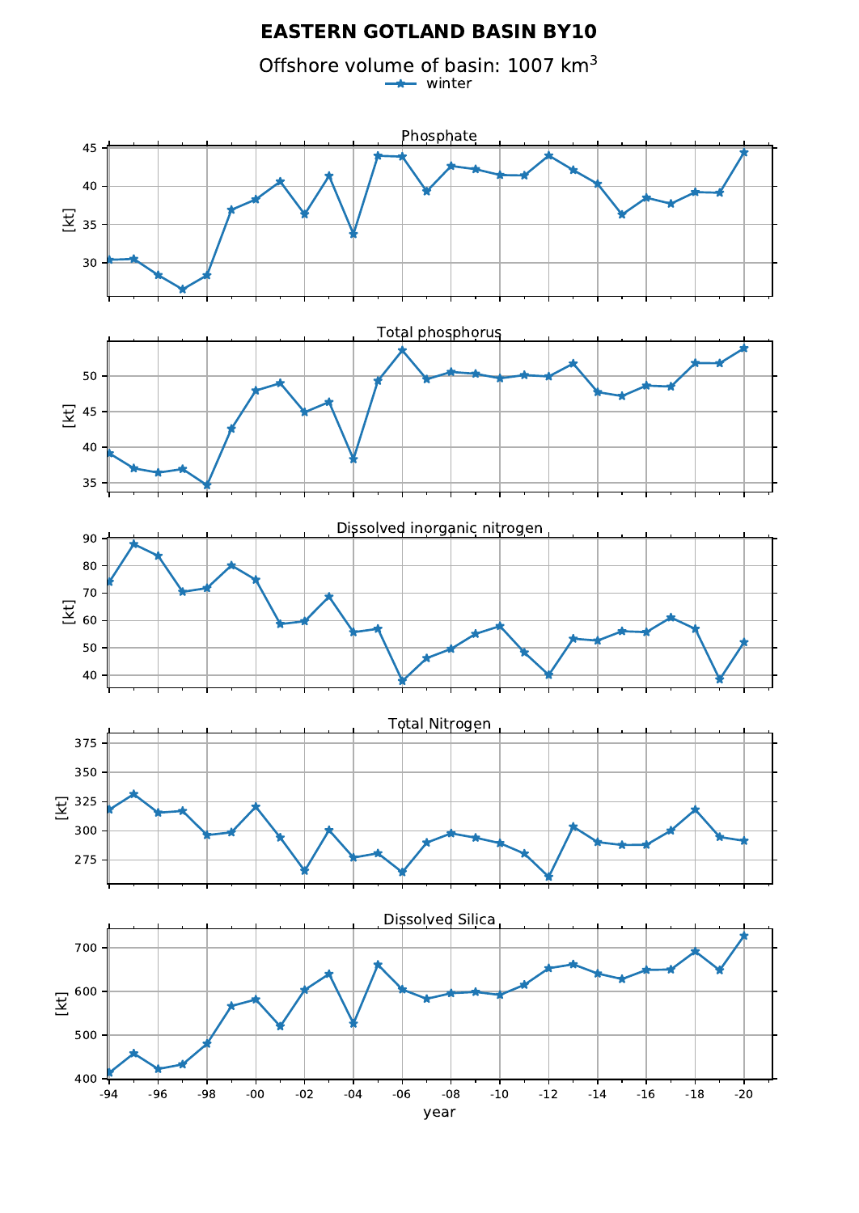# EASTERN GOTLAND BASIN BY10

Offshore volume of basin: 1007 $km^3$

winter

Phosphate

[kt]

Total phosphorus

[kt]

Dissolved inorganic nitrogen

[kt]

Total Nitrogen

[kt]

Dissolved Silica

[kt]

year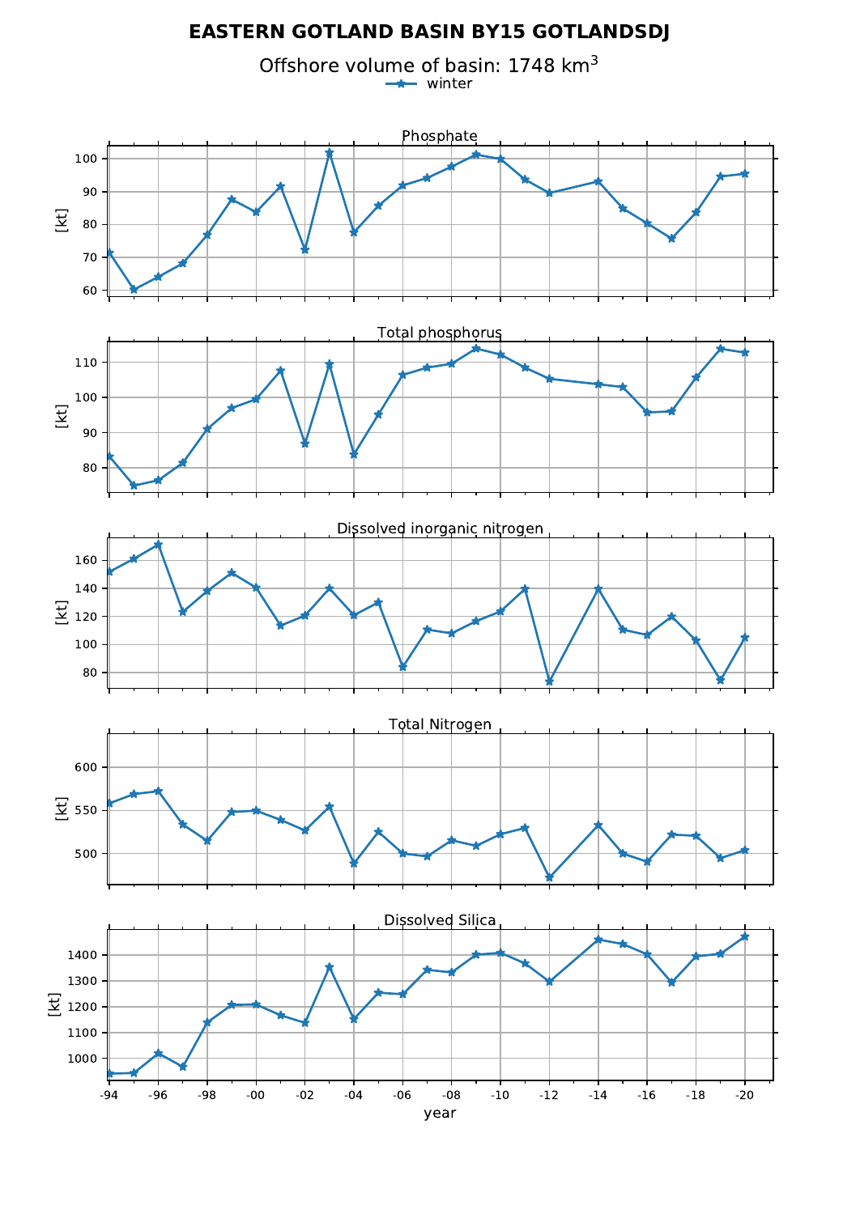# EASTERN GOTLAND BASIN BY15 GOTLANDSDJ

Offshore volume of basin: 1748 $km^3$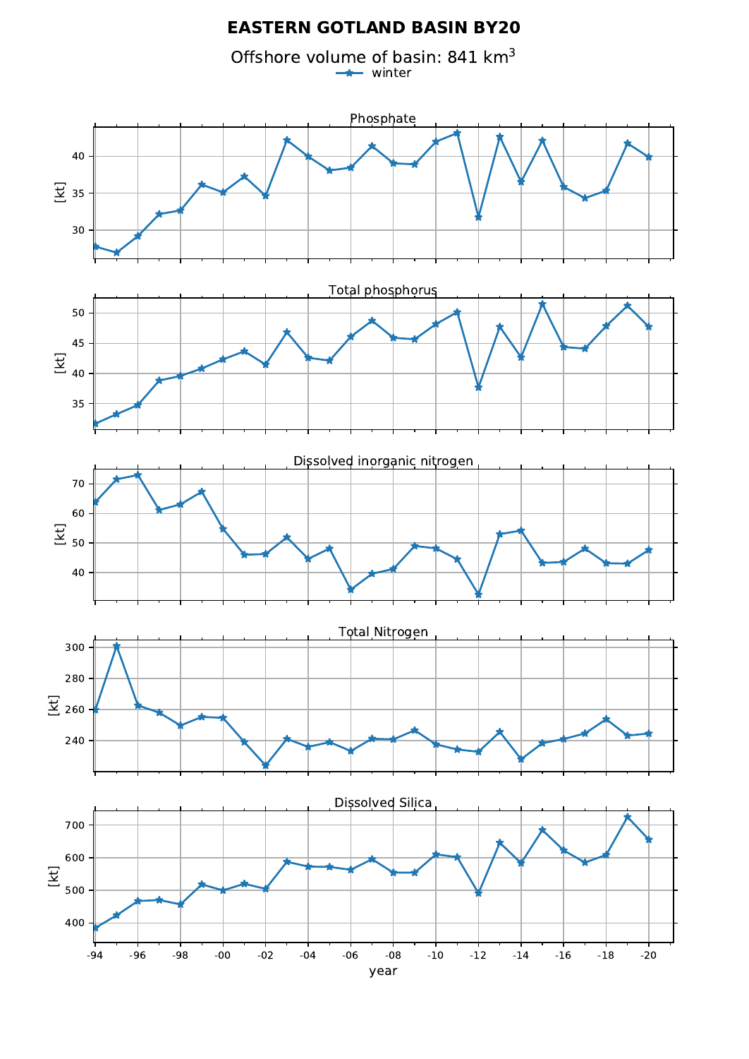# EASTERN GOTLAND BASIN BY20

Offshore volume of basin: 841 km$^3$

winter

Phosphate

Total phosphorus

Dissolved inorganic nitrogen

Total Nitrogen

Dissolved Silica

[kt]

year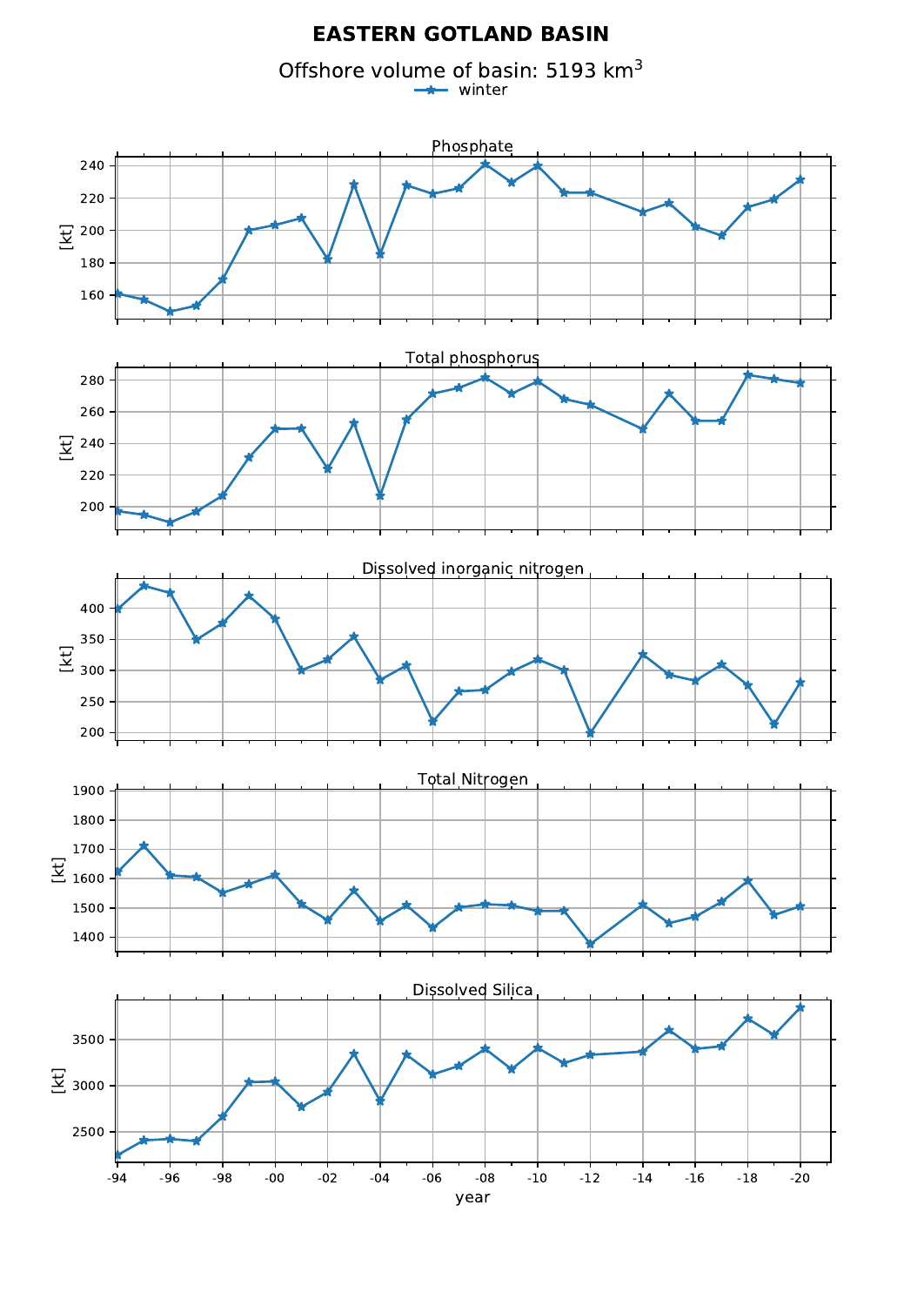# EASTERN GOTLAND BASIN

Offshore volume of basin: 5193 $km^3$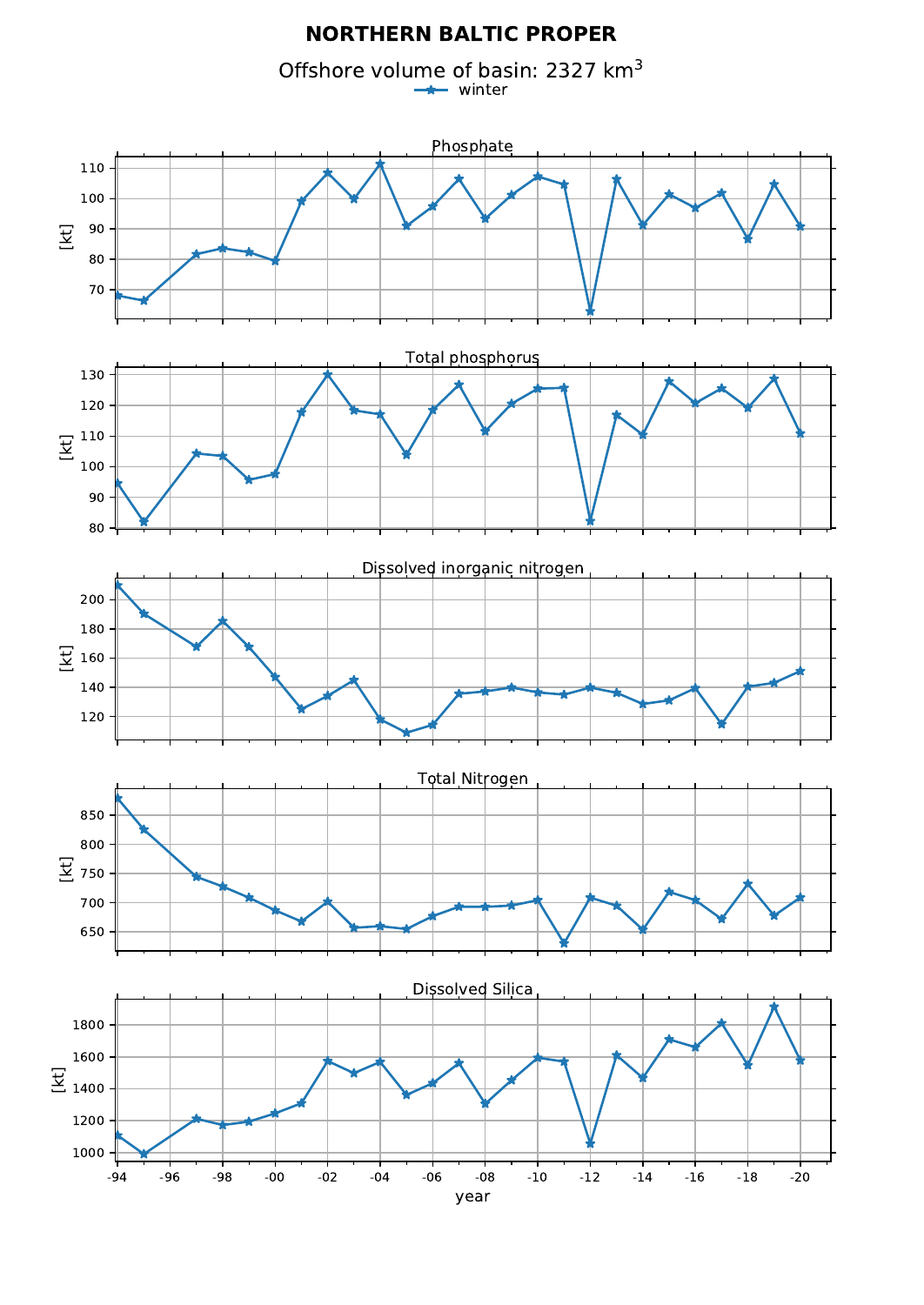# NORTHERN BALTIC PROPER

Offshore volume of basin: 2327 $km^3$

winter

Phosphate

Total phosphorus

Dissolved inorganic nitrogen

Total Nitrogen

Dissolved Silica

year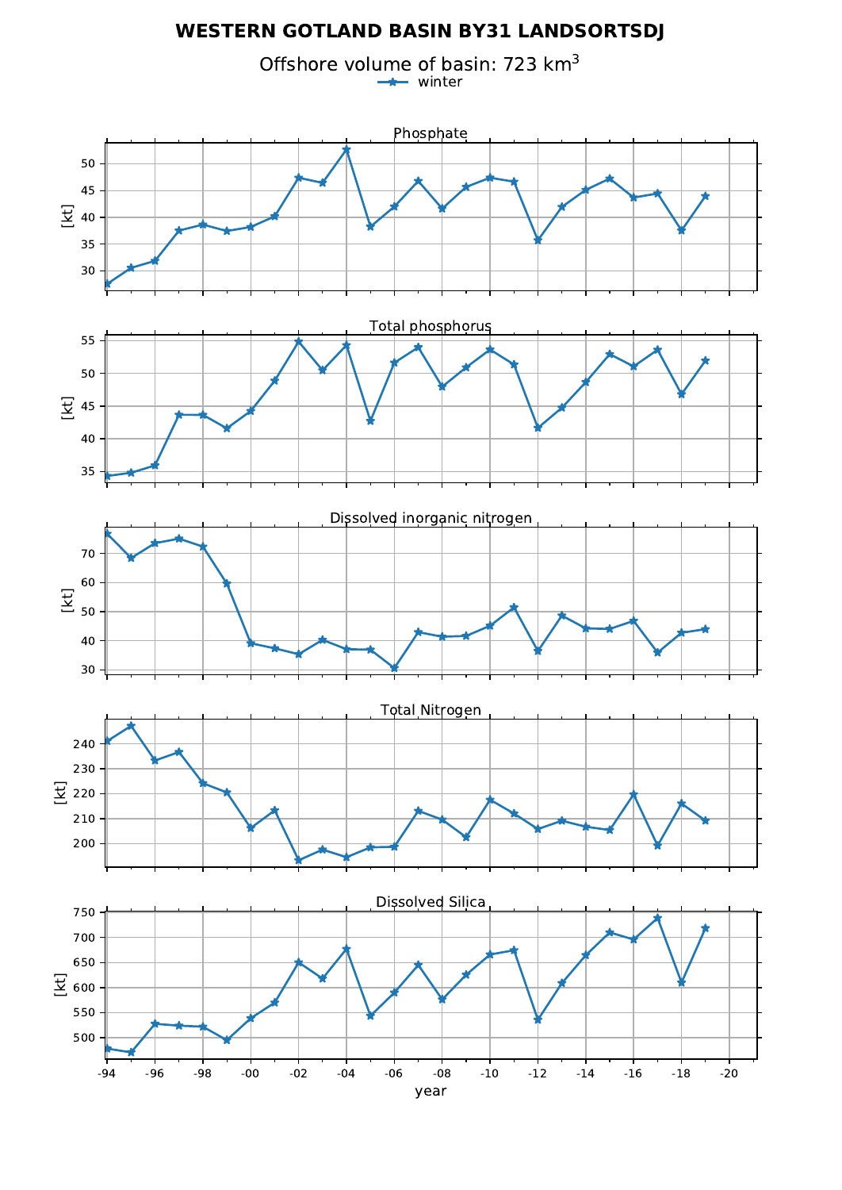# WESTERN GOTLAND BASIN BY31 LANDSORTSDJ

Offshore volume of basin: 723 $km^3$

winter

Phosphate

Total phosphorus

Dissolved inorganic nitrogen

Total Nitrogen

Dissolved Silica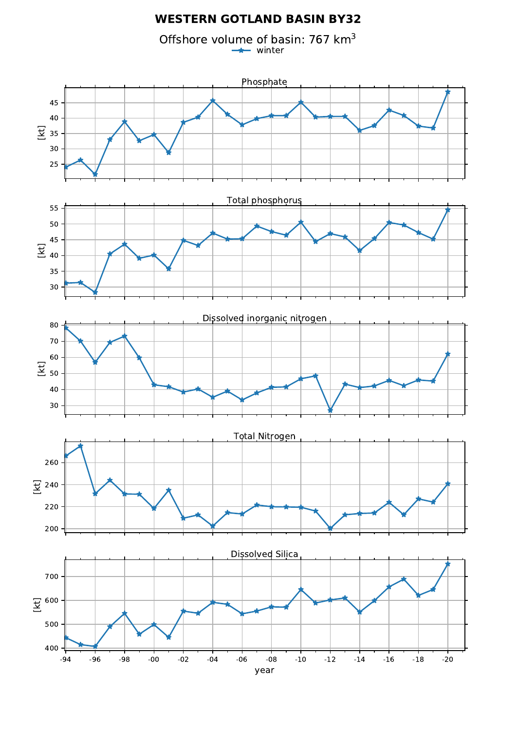# WESTERN GOTLAND BASIN BY32

Offshore volume of basin: 767 $km^3$

winter

Phosphate

Total phosphorus

Dissolved inorganic nitrogen

Total Nitrogen

Dissolved Silica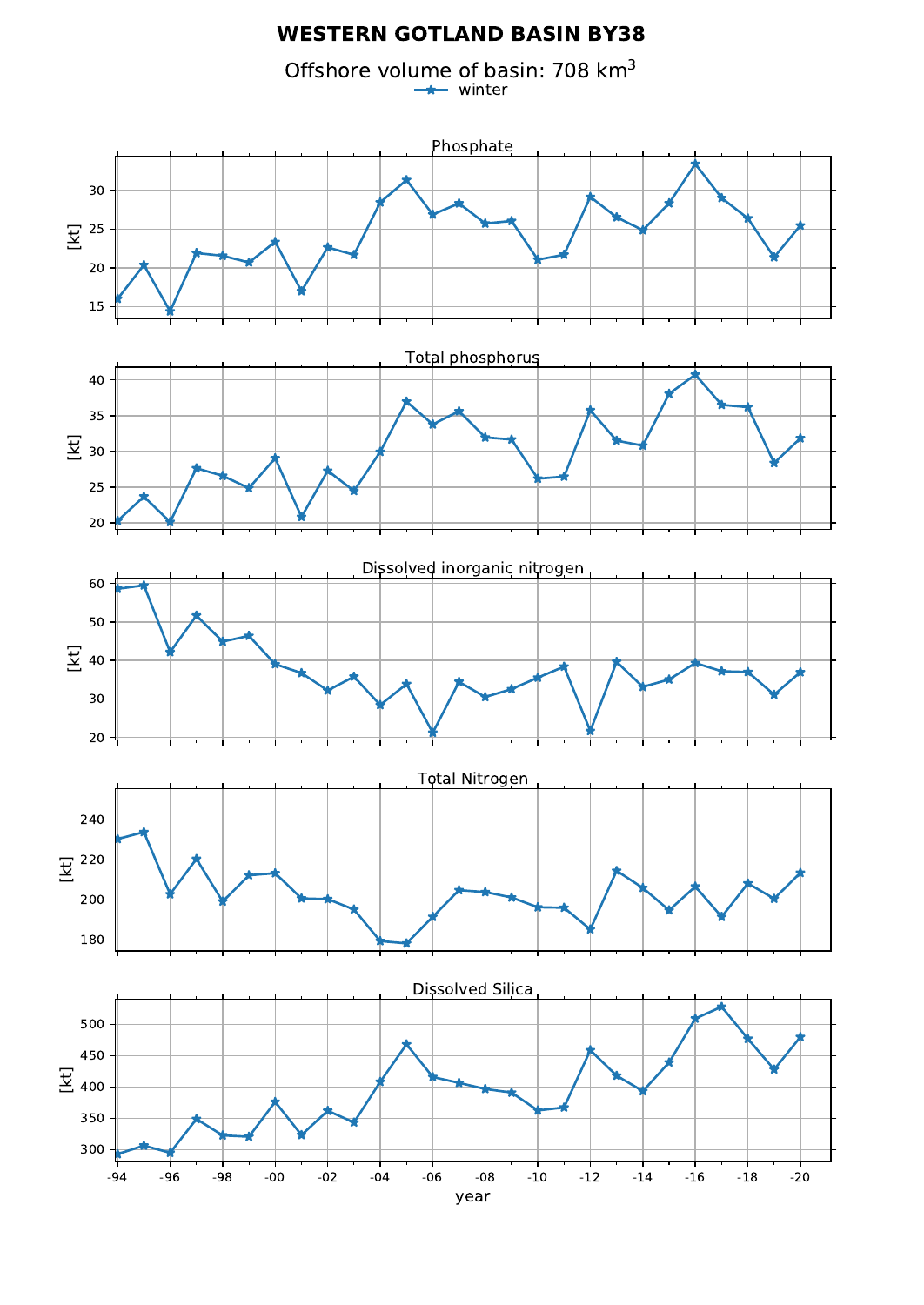# WESTERN GOTLAND BASIN BY38

Offshore volume of basin: 708 $km^3$

winter

Phosphate

Total phosphorus

Dissolved inorganic nitrogen

Total Nitrogen

Dissolved Silica

[kt]

year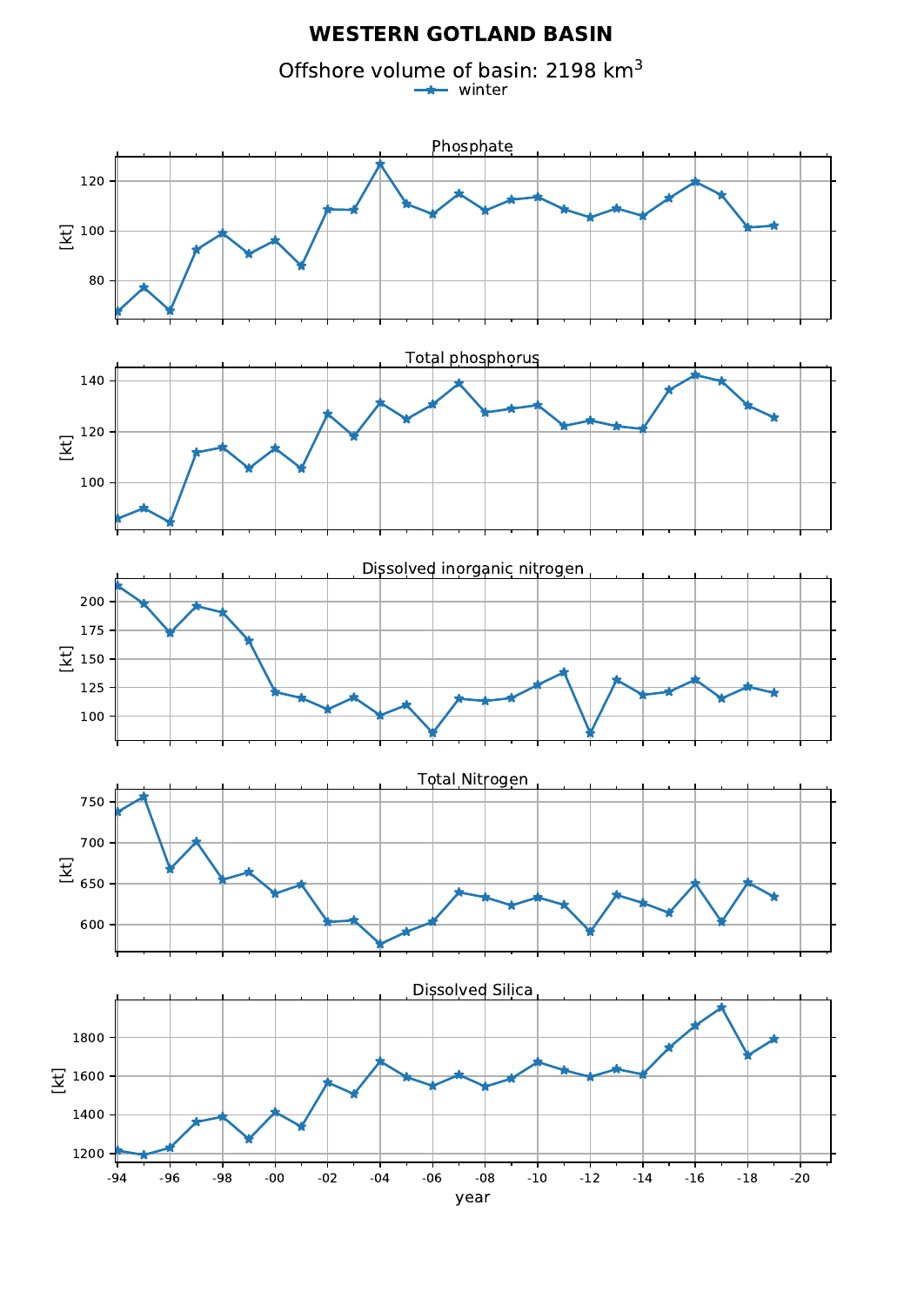# WESTERN GOTLAND BASIN

Offshore volume of basin: 2198 km$^3$

winter

Phosphate

Total phosphorus

Dissolved inorganic nitrogen

Total Nitrogen

Dissolved Silica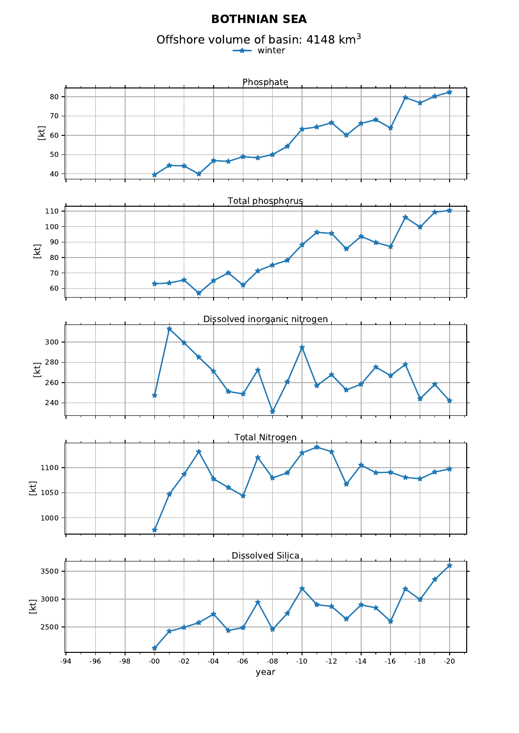# BOTHNIAN SEA

Offshore volume of basin: 4148 $km^3$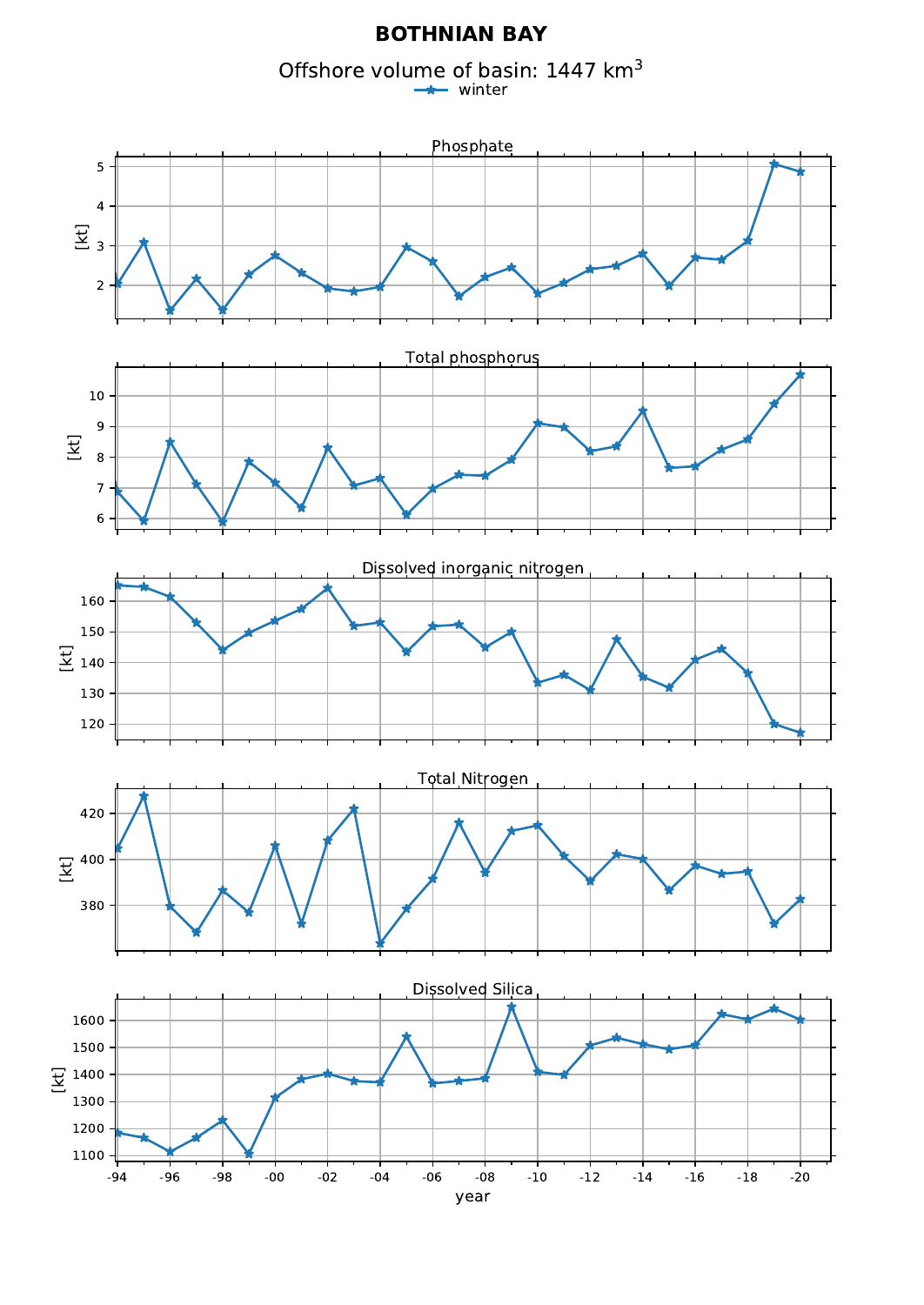# BOTHNIAN BAY

Offshore volume of basin: 1447 $km^3$

winter

Phosphate

[kt]

5
4
3
2

Total phosphorus

[kt]

10
9
8
7
6

Dissolved inorganic nitrogen

[kt]

160
150
140
130
120

Total Nitrogen

[kt]

420
400
380

Dissolved Silica

[kt]

1600
1500
1400
1300
1200
1100

-94 -96 -98 -00 -02 -04 -06 -08 -10 -12 -14 -16 -18 -20

year